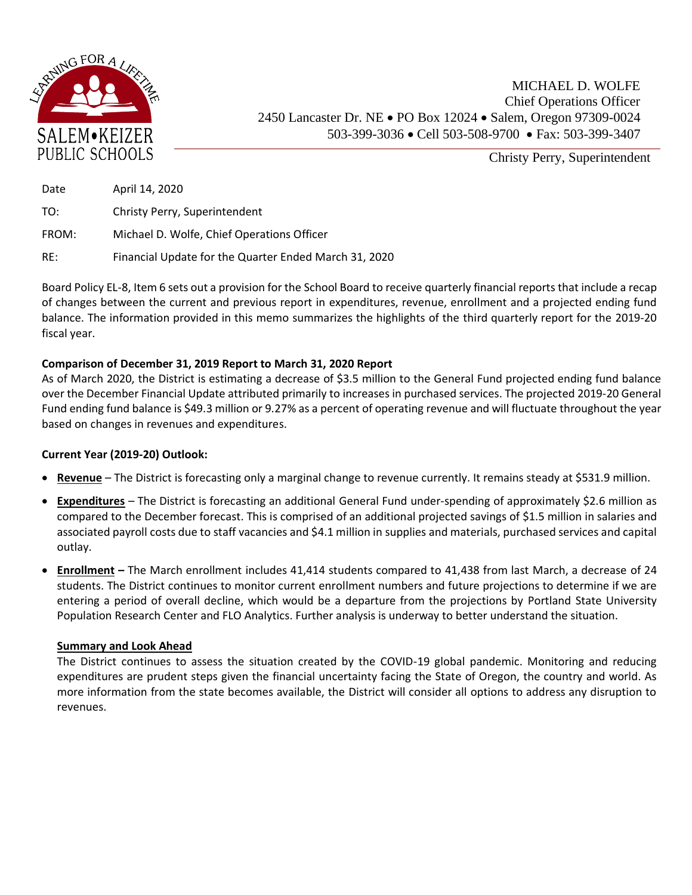SALEM•KEIZER PUBLIC SCHOOLS

LEARNING FOR A LIFETIME

MICHAEL D. WOLFE
Chief Operations Officer
2450 Lancaster Dr. NE • PO Box 12024 • Salem, Oregon 97309-0024
503-399-3036 • Cell 503-508-9700 • Fax: 503-399-3407

Christy Perry, Superintendent

|  |  |
|---|---|
| Date | April 14, 2020 |
| TO: | Christy Perry, Superintendent |
| FROM: | Michael D. Wolfe, Chief Operations Officer |
| RE: | Financial Update for the Quarter Ended March 31, 2020 |

Board Policy EL-8, Item 6 sets out a provision for the School Board to receive quarterly financial reports that include a recap of changes between the current and previous report in expenditures, revenue, enrollment and a projected ending fund balance. The information provided in this memo summarizes the highlights of the third quarterly report for the 2019-20 fiscal year.

**Comparison of December 31, 2019 Report to March 31, 2020 Report**

As of March 2020, the District is estimating a decrease of $3.5 million to the General Fund projected ending fund balance over the December Financial Update attributed primarily to increases in purchased services. The projected 2019-20 General Fund ending fund balance is $49.3 million or 9.27% as a percent of operating revenue and will fluctuate throughout the year based on changes in revenues and expenditures.

**Current Year (2019-20) Outlook:**

- **Revenue** – The District is forecasting only a marginal change to revenue currently. It remains steady at $531.9 million.
- **Expenditures** – The District is forecasting an additional General Fund under-spending of approximately $2.6 million as compared to the December forecast. This is comprised of an additional projected savings of $1.5 million in salaries and associated payroll costs due to staff vacancies and $4.1 million in supplies and materials, purchased services and capital outlay.
- **Enrollment –** The March enrollment includes 41,414 students compared to 41,438 from last March, a decrease of 24 students. The District continues to monitor current enrollment numbers and future projections to determine if we are entering a period of overall decline, which would be a departure from the projections by Portland State University Population Research Center and FLO Analytics. Further analysis is underway to better understand the situation.

**Summary and Look Ahead**

The District continues to assess the situation created by the COVID-19 global pandemic. Monitoring and reducing expenditures are prudent steps given the financial uncertainty facing the State of Oregon, the country and world. As more information from the state becomes available, the District will consider all options to address any disruption to revenues.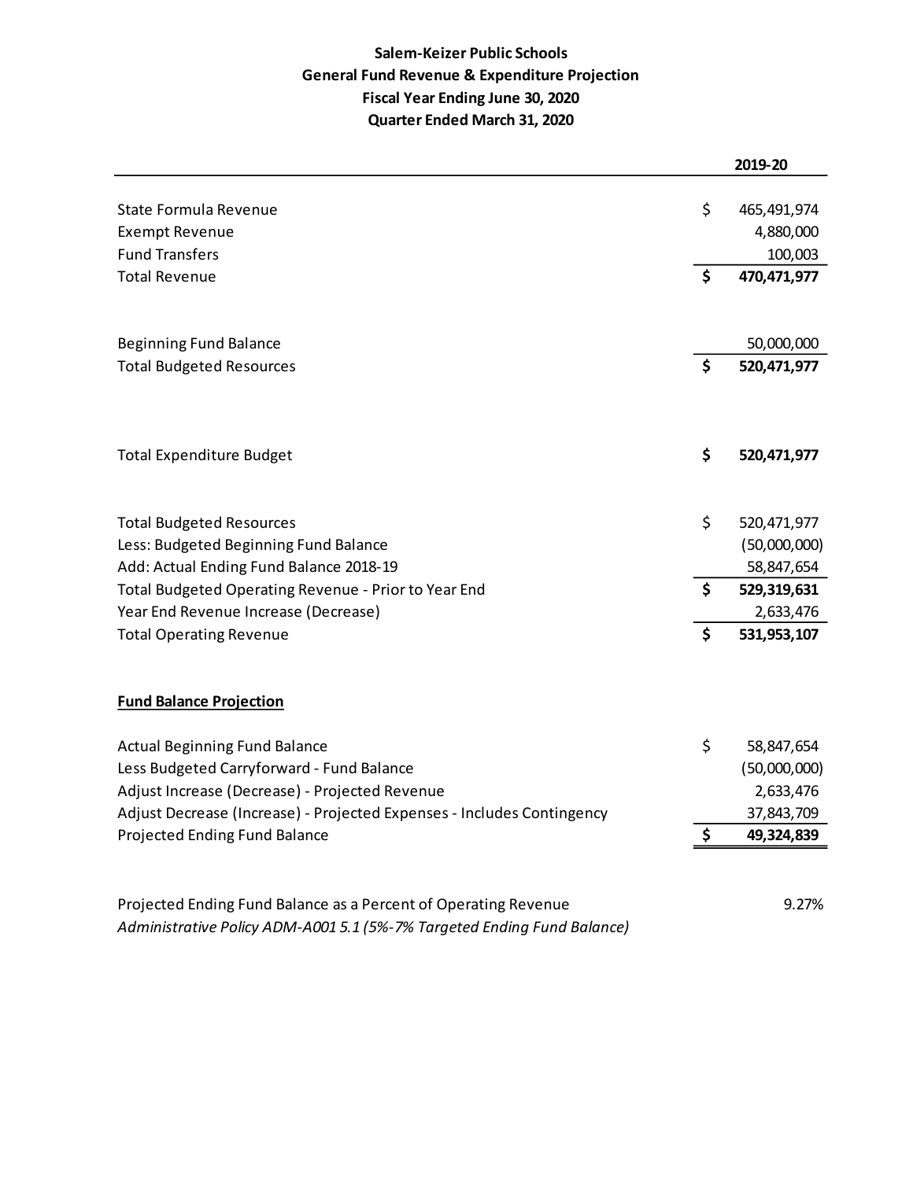**Salem-Keizer Public Schools**
**General Fund Revenue & Expenditure Projection**
**Fiscal Year Ending June 30, 2020**
**Quarter Ended March 31, 2020**

| | | 2019-20 |
|---|---|---|
| State Formula Revenue | $ | 465,491,974 |
| Exempt Revenue | | 4,880,000 |
| Fund Transfers | | 100,003 |
| Total Revenue | **$** | **470,471,977** |
| | | |
| Beginning Fund Balance | | 50,000,000 |
| Total Budgeted Resources | **$** | **520,471,977** |
| | | |
| Total Expenditure Budget | **$** | **520,471,977** |
| | | |
| Total Budgeted Resources | $ | 520,471,977 |
| Less: Budgeted Beginning Fund Balance | | (50,000,000) |
| Add: Actual Ending Fund Balance 2018-19 | | 58,847,654 |
| Total Budgeted Operating Revenue - Prior to Year End | **$** | **529,319,631** |
| Year End Revenue Increase (Decrease) | | 2,633,476 |
| Total Operating Revenue | **$** | **531,953,107** |

**Fund Balance Projection**

| | | |
|---|---|---|
| Actual Beginning Fund Balance | $ | 58,847,654 |
| Less Budgeted Carryforward - Fund Balance | | (50,000,000) |
| Adjust Increase (Decrease) - Projected Revenue | | 2,633,476 |
| Adjust Decrease (Increase) - Projected Expenses - Includes Contingency | | 37,843,709 |
| Projected Ending Fund Balance | **$** | **49,324,839** |

| | |
|---|---|
| Projected Ending Fund Balance as a Percent of Operating Revenue | 9.27% |
| *Administrative Policy ADM-A001 5.1 (5%-7% Targeted Ending Fund Balance)* | |